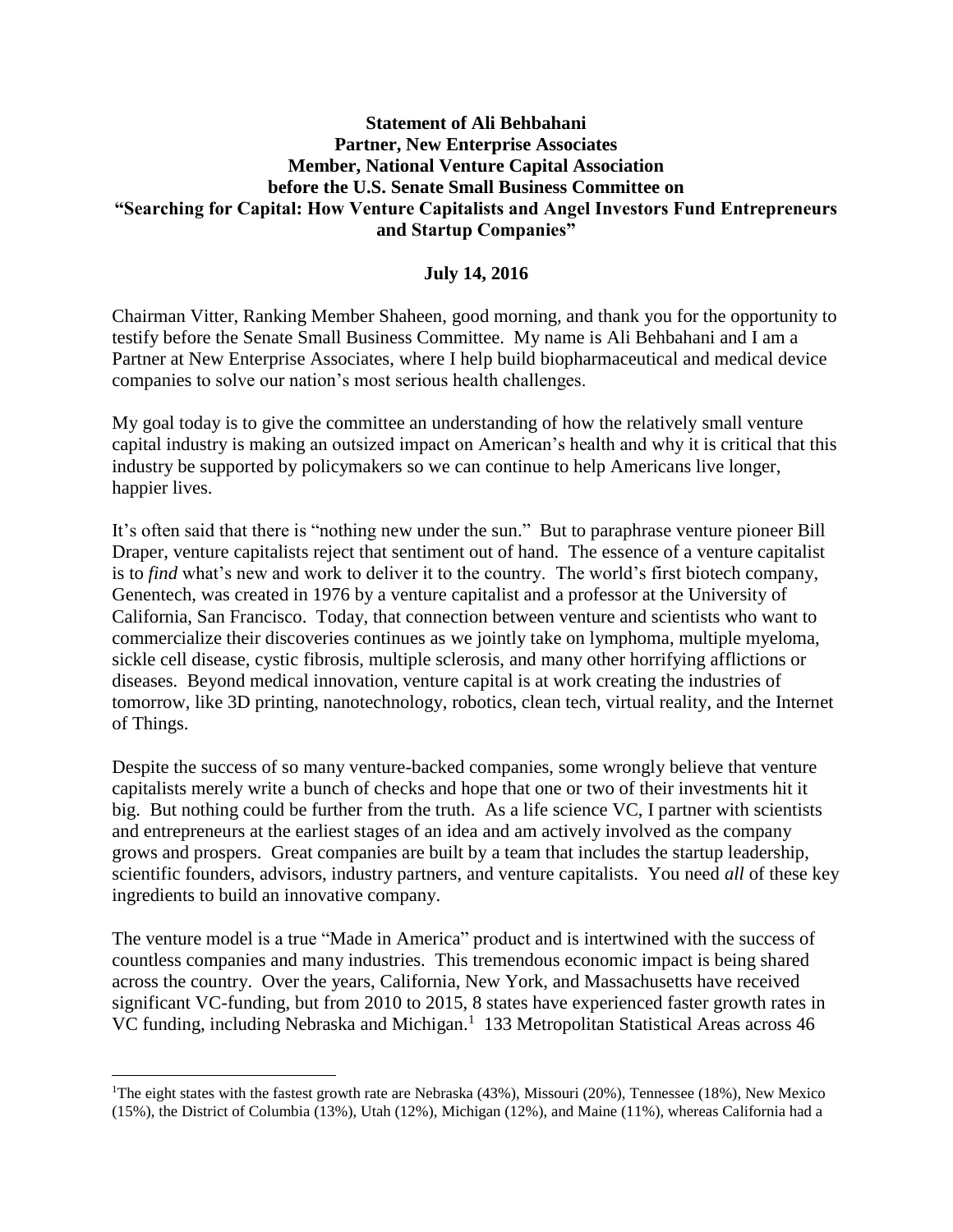**Statement of Ali Behbahani**
**Partner, New Enterprise Associates**
**Member, National Venture Capital Association**
**before the U.S. Senate Small Business Committee on**
**"Searching for Capital: How Venture Capitalists and Angel Investors Fund Entrepreneurs and Startup Companies"**

**July 14, 2016**

Chairman Vitter, Ranking Member Shaheen, good morning, and thank you for the opportunity to testify before the Senate Small Business Committee. My name is Ali Behbahani and I am a Partner at New Enterprise Associates, where I help build biopharmaceutical and medical device companies to solve our nation's most serious health challenges.

My goal today is to give the committee an understanding of how the relatively small venture capital industry is making an outsized impact on American's health and why it is critical that this industry be supported by policymakers so we can continue to help Americans live longer, happier lives.

It's often said that there is "nothing new under the sun." But to paraphrase venture pioneer Bill Draper, venture capitalists reject that sentiment out of hand. The essence of a venture capitalist is to *find* what's new and work to deliver it to the country. The world's first biotech company, Genentech, was created in 1976 by a venture capitalist and a professor at the University of California, San Francisco. Today, that connection between venture and scientists who want to commercialize their discoveries continues as we jointly take on lymphoma, multiple myeloma, sickle cell disease, cystic fibrosis, multiple sclerosis, and many other horrifying afflictions or diseases. Beyond medical innovation, venture capital is at work creating the industries of tomorrow, like 3D printing, nanotechnology, robotics, clean tech, virtual reality, and the Internet of Things.

Despite the success of so many venture-backed companies, some wrongly believe that venture capitalists merely write a bunch of checks and hope that one or two of their investments hit it big. But nothing could be further from the truth. As a life science VC, I partner with scientists and entrepreneurs at the earliest stages of an idea and am actively involved as the company grows and prospers. Great companies are built by a team that includes the startup leadership, scientific founders, advisors, industry partners, and venture capitalists. You need *all* of these key ingredients to build an innovative company.

The venture model is a true "Made in America" product and is intertwined with the success of countless companies and many industries. This tremendous economic impact is being shared across the country. Over the years, California, New York, and Massachusetts have received significant VC-funding, but from 2010 to 2015, 8 states have experienced faster growth rates in VC funding, including Nebraska and Michigan.[1] 133 Metropolitan Statistical Areas across 46

[1]The eight states with the fastest growth rate are Nebraska (43%), Missouri (20%), Tennessee (18%), New Mexico (15%), the District of Columbia (13%), Utah (12%), Michigan (12%), and Maine (11%), whereas California had a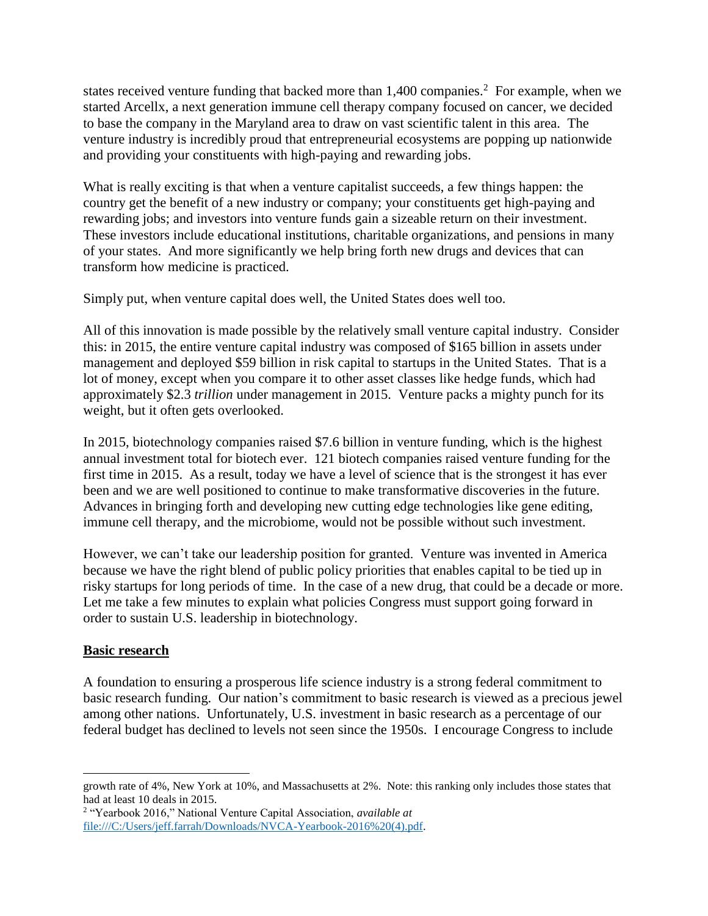states received venture funding that backed more than 1,400 companies.[2] For example, when we started Arcellx, a next generation immune cell therapy company focused on cancer, we decided to base the company in the Maryland area to draw on vast scientific talent in this area. The venture industry is incredibly proud that entrepreneurial ecosystems are popping up nationwide and providing your constituents with high-paying and rewarding jobs.

What is really exciting is that when a venture capitalist succeeds, a few things happen: the country get the benefit of a new industry or company; your constituents get high-paying and rewarding jobs; and investors into venture funds gain a sizeable return on their investment. These investors include educational institutions, charitable organizations, and pensions in many of your states. And more significantly we help bring forth new drugs and devices that can transform how medicine is practiced.

Simply put, when venture capital does well, the United States does well too.

All of this innovation is made possible by the relatively small venture capital industry. Consider this: in 2015, the entire venture capital industry was composed of $165 billion in assets under management and deployed $59 billion in risk capital to startups in the United States. That is a lot of money, except when you compare it to other asset classes like hedge funds, which had approximately $2.3 *trillion* under management in 2015. Venture packs a mighty punch for its weight, but it often gets overlooked.

In 2015, biotechnology companies raised $7.6 billion in venture funding, which is the highest annual investment total for biotech ever. 121 biotech companies raised venture funding for the first time in 2015. As a result, today we have a level of science that is the strongest it has ever been and we are well positioned to continue to make transformative discoveries in the future. Advances in bringing forth and developing new cutting edge technologies like gene editing, immune cell therapy, and the microbiome, would not be possible without such investment.

However, we can't take our leadership position for granted. Venture was invented in America because we have the right blend of public policy priorities that enables capital to be tied up in risky startups for long periods of time. In the case of a new drug, that could be a decade or more. Let me take a few minutes to explain what policies Congress must support going forward in order to sustain U.S. leadership in biotechnology.

## Basic research

A foundation to ensuring a prosperous life science industry is a strong federal commitment to basic research funding. Our nation's commitment to basic research is viewed as a precious jewel among other nations. Unfortunately, U.S. investment in basic research as a percentage of our federal budget has declined to levels not seen since the 1950s. I encourage Congress to include

---

growth rate of 4%, New York at 10%, and Massachusetts at 2%. Note: this ranking only includes those states that had at least 10 deals in 2015.

[2] "Yearbook 2016," National Venture Capital Association, *available at* file:///C:/Users/jeff.farrah/Downloads/NVCA-Yearbook-2016%20(4).pdf.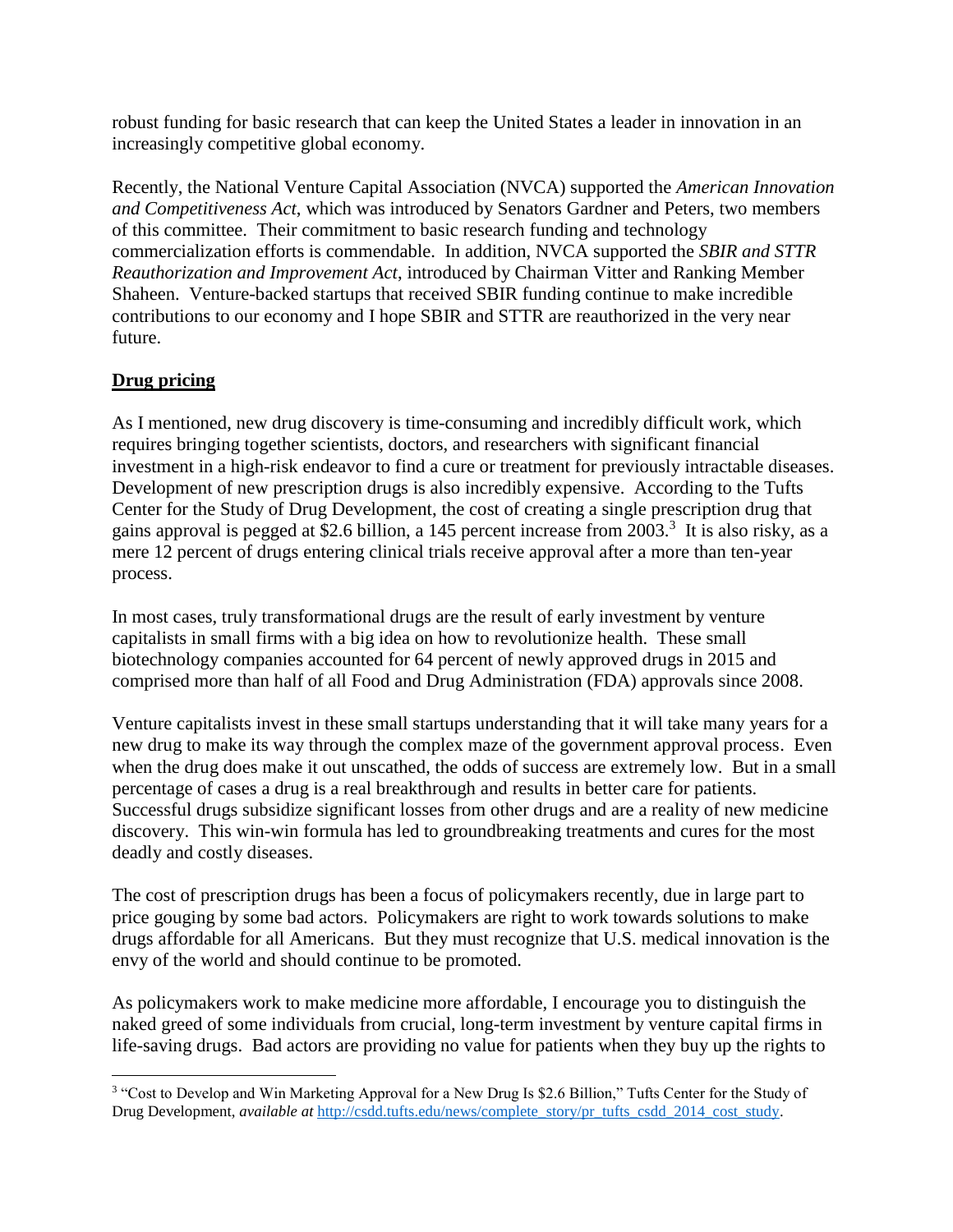robust funding for basic research that can keep the United States a leader in innovation in an increasingly competitive global economy.

Recently, the National Venture Capital Association (NVCA) supported the *American Innovation and Competitiveness Act*, which was introduced by Senators Gardner and Peters, two members of this committee. Their commitment to basic research funding and technology commercialization efforts is commendable. In addition, NVCA supported the *SBIR and STTR Reauthorization and Improvement Act*, introduced by Chairman Vitter and Ranking Member Shaheen. Venture-backed startups that received SBIR funding continue to make incredible contributions to our economy and I hope SBIR and STTR are reauthorized in the very near future.

## **Drug pricing**

As I mentioned, new drug discovery is time-consuming and incredibly difficult work, which requires bringing together scientists, doctors, and researchers with significant financial investment in a high-risk endeavor to find a cure or treatment for previously intractable diseases. Development of new prescription drugs is also incredibly expensive. According to the Tufts Center for the Study of Drug Development, the cost of creating a single prescription drug that gains approval is pegged at $2.6 billion, a 145 percent increase from 2003.[3] It is also risky, as a mere 12 percent of drugs entering clinical trials receive approval after a more than ten-year process.

In most cases, truly transformational drugs are the result of early investment by venture capitalists in small firms with a big idea on how to revolutionize health. These small biotechnology companies accounted for 64 percent of newly approved drugs in 2015 and comprised more than half of all Food and Drug Administration (FDA) approvals since 2008.

Venture capitalists invest in these small startups understanding that it will take many years for a new drug to make its way through the complex maze of the government approval process. Even when the drug does make it out unscathed, the odds of success are extremely low. But in a small percentage of cases a drug is a real breakthrough and results in better care for patients. Successful drugs subsidize significant losses from other drugs and are a reality of new medicine discovery. This win-win formula has led to groundbreaking treatments and cures for the most deadly and costly diseases.

The cost of prescription drugs has been a focus of policymakers recently, due in large part to price gouging by some bad actors. Policymakers are right to work towards solutions to make drugs affordable for all Americans. But they must recognize that U.S. medical innovation is the envy of the world and should continue to be promoted.

As policymakers work to make medicine more affordable, I encourage you to distinguish the naked greed of some individuals from crucial, long-term investment by venture capital firms in life-saving drugs. Bad actors are providing no value for patients when they buy up the rights to

---

[3] "Cost to Develop and Win Marketing Approval for a New Drug Is $2.6 Billion," Tufts Center for the Study of Drug Development, *available at* http://csdd.tufts.edu/news/complete_story/pr_tufts_csdd_2014_cost_study.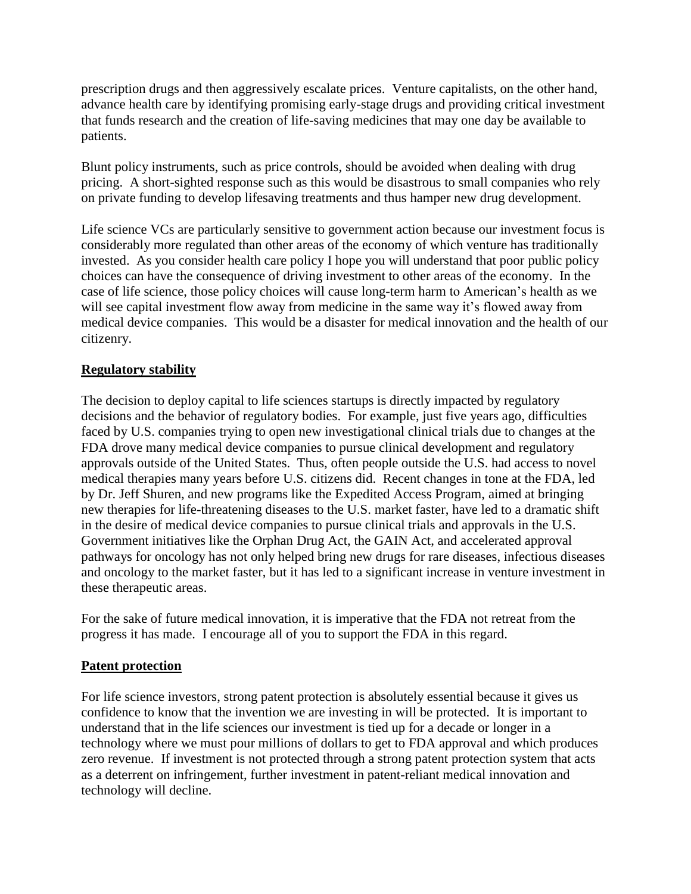prescription drugs and then aggressively escalate prices. Venture capitalists, on the other hand, advance health care by identifying promising early-stage drugs and providing critical investment that funds research and the creation of life-saving medicines that may one day be available to patients.

Blunt policy instruments, such as price controls, should be avoided when dealing with drug pricing. A short-sighted response such as this would be disastrous to small companies who rely on private funding to develop lifesaving treatments and thus hamper new drug development.

Life science VCs are particularly sensitive to government action because our investment focus is considerably more regulated than other areas of the economy of which venture has traditionally invested. As you consider health care policy I hope you will understand that poor public policy choices can have the consequence of driving investment to other areas of the economy. In the case of life science, those policy choices will cause long-term harm to American's health as we will see capital investment flow away from medicine in the same way it's flowed away from medical device companies. This would be a disaster for medical innovation and the health of our citizenry.

**<u>Regulatory stability</u>**

The decision to deploy capital to life sciences startups is directly impacted by regulatory decisions and the behavior of regulatory bodies. For example, just five years ago, difficulties faced by U.S. companies trying to open new investigational clinical trials due to changes at the FDA drove many medical device companies to pursue clinical development and regulatory approvals outside of the United States. Thus, often people outside the U.S. had access to novel medical therapies many years before U.S. citizens did. Recent changes in tone at the FDA, led by Dr. Jeff Shuren, and new programs like the Expedited Access Program, aimed at bringing new therapies for life-threatening diseases to the U.S. market faster, have led to a dramatic shift in the desire of medical device companies to pursue clinical trials and approvals in the U.S. Government initiatives like the Orphan Drug Act, the GAIN Act, and accelerated approval pathways for oncology has not only helped bring new drugs for rare diseases, infectious diseases and oncology to the market faster, but it has led to a significant increase in venture investment in these therapeutic areas.

For the sake of future medical innovation, it is imperative that the FDA not retreat from the progress it has made. I encourage all of you to support the FDA in this regard.

**<u>Patent protection</u>**

For life science investors, strong patent protection is absolutely essential because it gives us confidence to know that the invention we are investing in will be protected. It is important to understand that in the life sciences our investment is tied up for a decade or longer in a technology where we must pour millions of dollars to get to FDA approval and which produces zero revenue. If investment is not protected through a strong patent protection system that acts as a deterrent on infringement, further investment in patent-reliant medical innovation and technology will decline.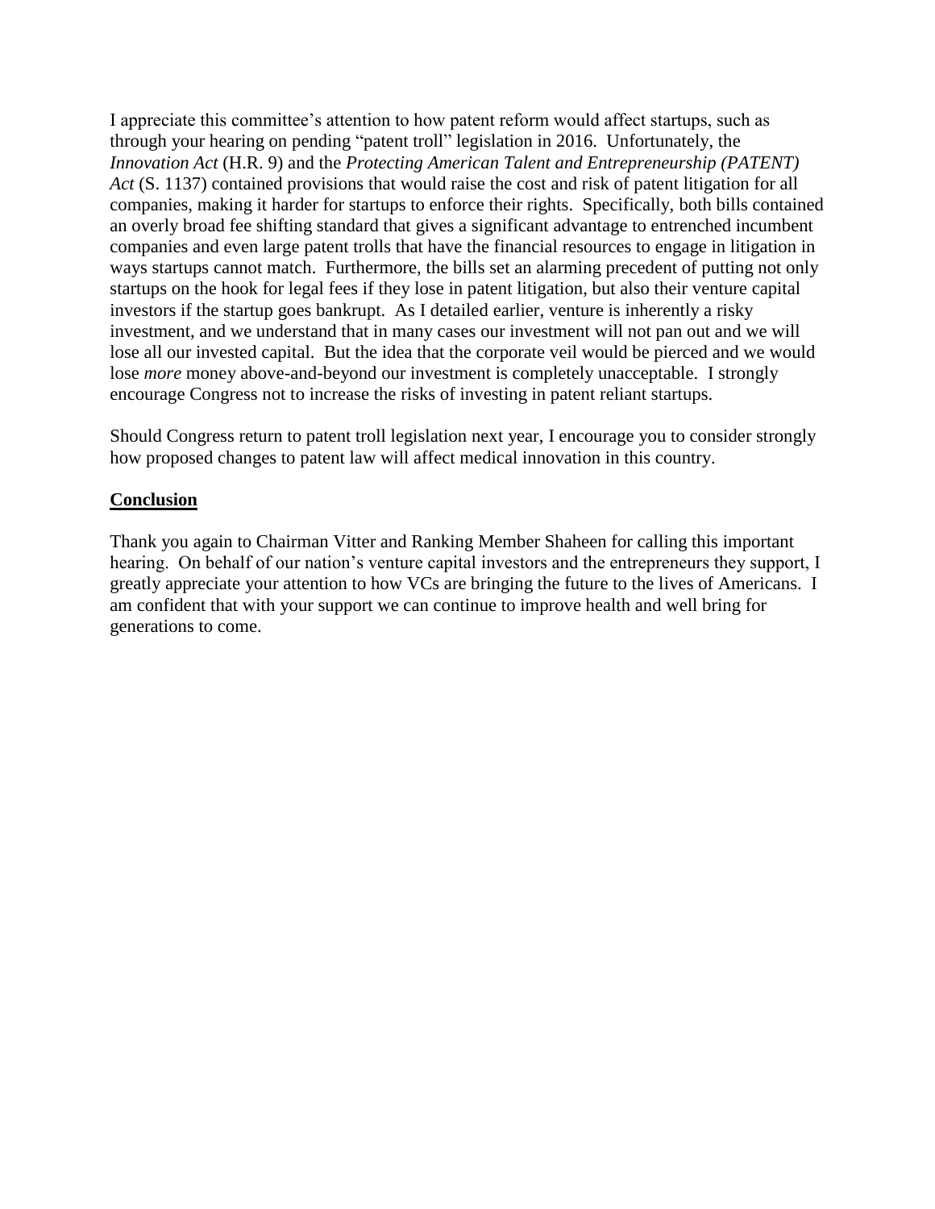I appreciate this committee's attention to how patent reform would affect startups, such as through your hearing on pending "patent troll" legislation in 2016. Unfortunately, the *Innovation Act* (H.R. 9) and the *Protecting American Talent and Entrepreneurship (PATENT) Act* (S. 1137) contained provisions that would raise the cost and risk of patent litigation for all companies, making it harder for startups to enforce their rights. Specifically, both bills contained an overly broad fee shifting standard that gives a significant advantage to entrenched incumbent companies and even large patent trolls that have the financial resources to engage in litigation in ways startups cannot match. Furthermore, the bills set an alarming precedent of putting not only startups on the hook for legal fees if they lose in patent litigation, but also their venture capital investors if the startup goes bankrupt. As I detailed earlier, venture is inherently a risky investment, and we understand that in many cases our investment will not pan out and we will lose all our invested capital. But the idea that the corporate veil would be pierced and we would lose *more* money above-and-beyond our investment is completely unacceptable. I strongly encourage Congress not to increase the risks of investing in patent reliant startups.

Should Congress return to patent troll legislation next year, I encourage you to consider strongly how proposed changes to patent law will affect medical innovation in this country.

## Conclusion

Thank you again to Chairman Vitter and Ranking Member Shaheen for calling this important hearing. On behalf of our nation's venture capital investors and the entrepreneurs they support, I greatly appreciate your attention to how VCs are bringing the future to the lives of Americans. I am confident that with your support we can continue to improve health and well bring for generations to come.